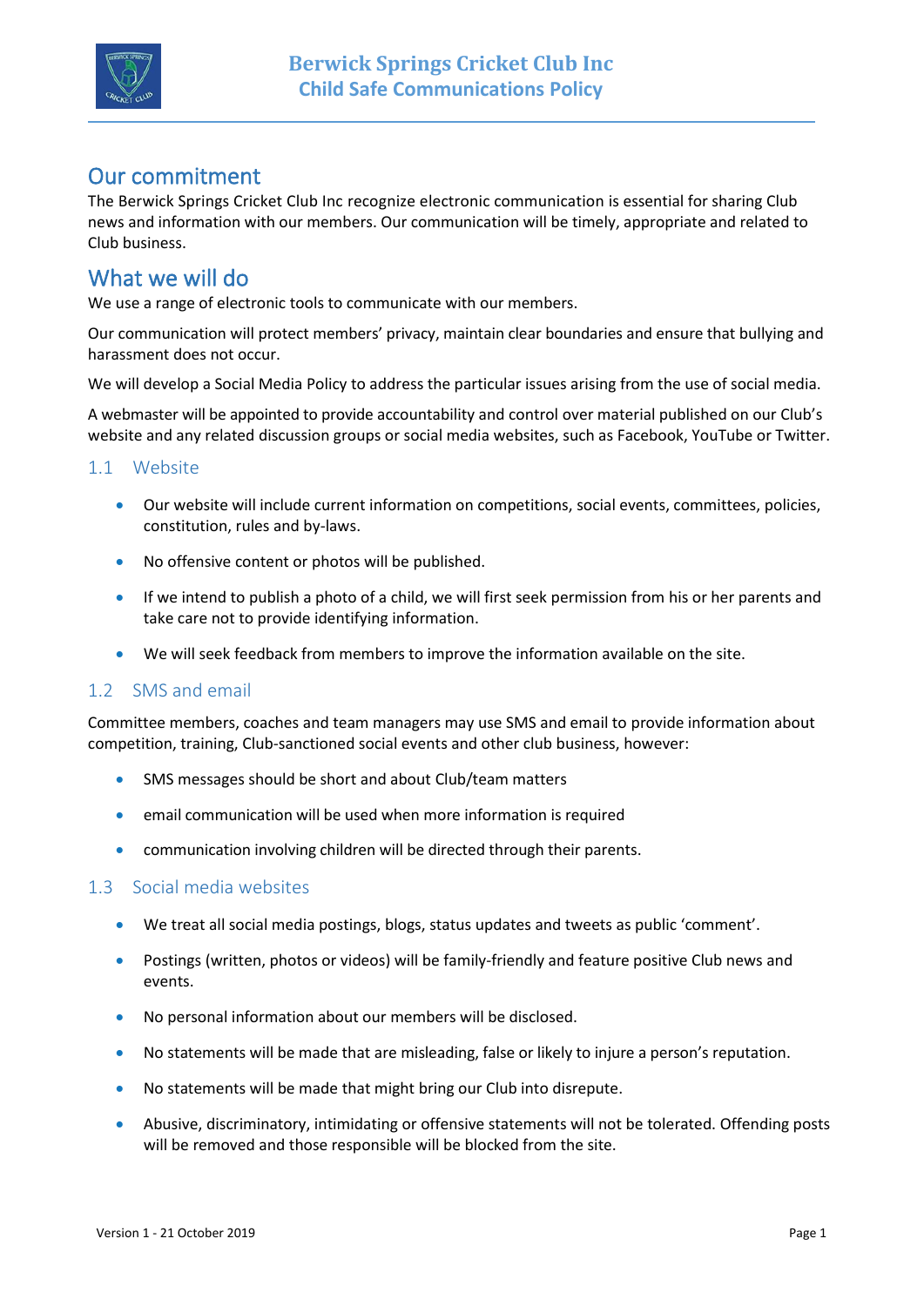# Berwick Springs Cricket Club Inc
## Child Safe Communications Policy

## Our commitment

The Berwick Springs Cricket Club Inc recognize electronic communication is essential for sharing Club news and information with our members. Our communication will be timely, appropriate and related to Club business.

## What we will do

We use a range of electronic tools to communicate with our members.

Our communication will protect members' privacy, maintain clear boundaries and ensure that bullying and harassment does not occur.

We will develop a Social Media Policy to address the particular issues arising from the use of social media.

A webmaster will be appointed to provide accountability and control over material published on our Club's website and any related discussion groups or social media websites, such as Facebook, YouTube or Twitter.

### 1.1 Website

- Our website will include current information on competitions, social events, committees, policies, constitution, rules and by-laws.
- No offensive content or photos will be published.
- If we intend to publish a photo of a child, we will first seek permission from his or her parents and take care not to provide identifying information.
- We will seek feedback from members to improve the information available on the site.

### 1.2 SMS and email

Committee members, coaches and team managers may use SMS and email to provide information about competition, training, Club-sanctioned social events and other club business, however:

- SMS messages should be short and about Club/team matters
- email communication will be used when more information is required
- communication involving children will be directed through their parents.

### 1.3 Social media websites

- We treat all social media postings, blogs, status updates and tweets as public 'comment'.
- Postings (written, photos or videos) will be family-friendly and feature positive Club news and events.
- No personal information about our members will be disclosed.
- No statements will be made that are misleading, false or likely to injure a person's reputation.
- No statements will be made that might bring our Club into disrepute.
- Abusive, discriminatory, intimidating or offensive statements will not be tolerated. Offending posts will be removed and those responsible will be blocked from the site.

Version 1 - 21 October 2019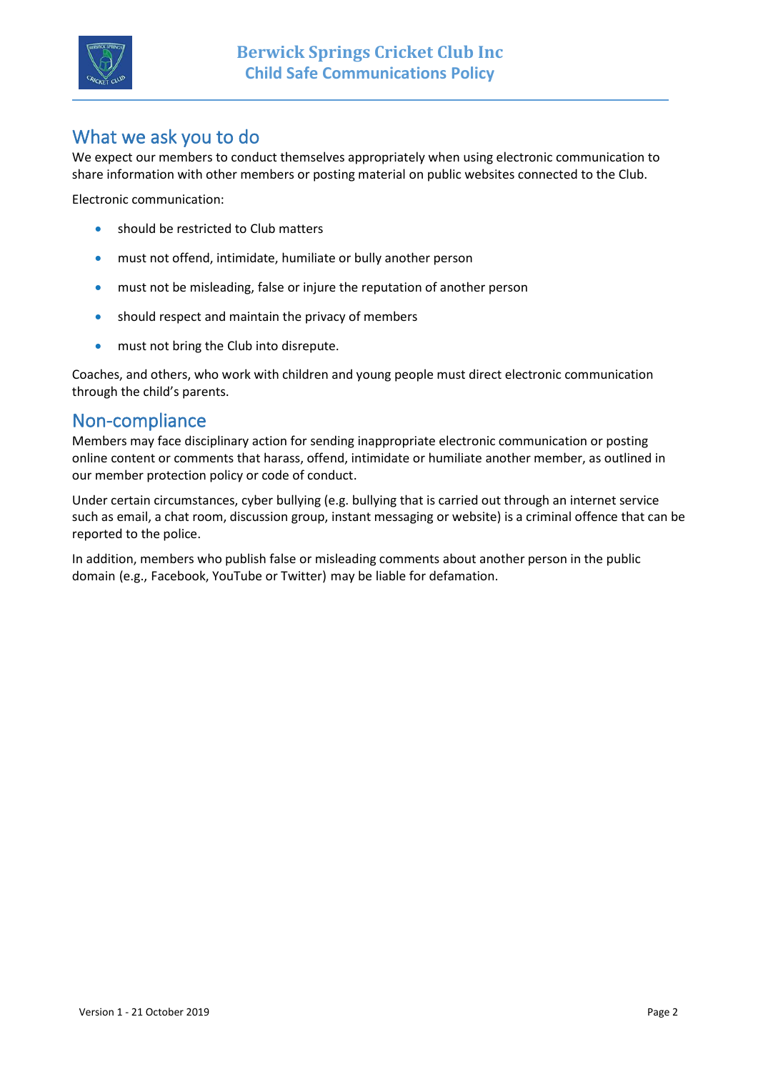## What we ask you to do

We expect our members to conduct themselves appropriately when using electronic communication to share information with other members or posting material on public websites connected to the Club.

Electronic communication:

- should be restricted to Club matters
- must not offend, intimidate, humiliate or bully another person
- must not be misleading, false or injure the reputation of another person
- should respect and maintain the privacy of members
- must not bring the Club into disrepute.

Coaches, and others, who work with children and young people must direct electronic communication through the child's parents.

## Non-compliance

Members may face disciplinary action for sending inappropriate electronic communication or posting online content or comments that harass, offend, intimidate or humiliate another member, as outlined in our member protection policy or code of conduct.

Under certain circumstances, cyber bullying (e.g. bullying that is carried out through an internet service such as email, a chat room, discussion group, instant messaging or website) is a criminal offence that can be reported to the police.

In addition, members who publish false or misleading comments about another person in the public domain (e.g., Facebook, YouTube or Twitter) may be liable for defamation.